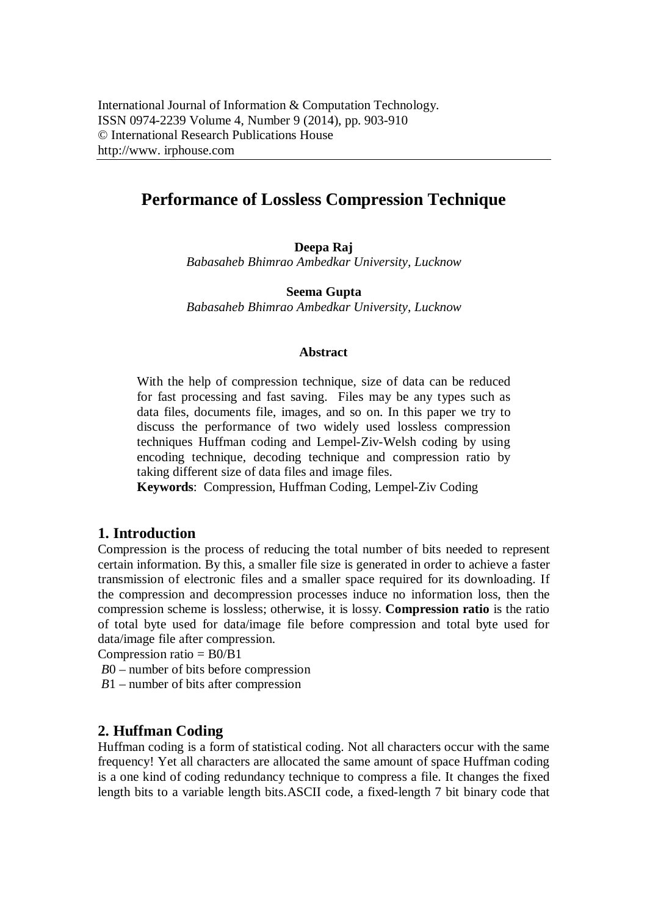International Journal of Information & Computation Technology.
ISSN 0974-2239 Volume 4, Number 9 (2014), pp. 903-910
© International Research Publications House
http://www. irphouse.com

# Performance of Lossless Compression Technique

**Deepa Raj**
*Babasaheb Bhimrao Ambedkar University, Lucknow*

**Seema Gupta**
*Babasaheb Bhimrao Ambedkar University, Lucknow*

### Abstract

With the help of compression technique, size of data can be reduced for fast processing and fast saving. Files may be any types such as data files, documents file, images, and so on. In this paper we try to discuss the performance of two widely used lossless compression techniques Huffman coding and Lempel-Ziv-Welsh coding by using encoding technique, decoding technique and compression ratio by taking different size of data files and image files.

**Keywords**: Compression, Huffman Coding, Lempel-Ziv Coding

## 1. Introduction

Compression is the process of reducing the total number of bits needed to represent certain information. By this, a smaller file size is generated in order to achieve a faster transmission of electronic files and a smaller space required for its downloading. If the compression and decompression processes induce no information loss, then the compression scheme is lossless; otherwise, it is lossy. **Compression ratio** is the ratio of total byte used for data/image file before compression and total byte used for data/image file after compression.

Compression ratio = B0/B1

*B*0 – number of bits before compression

*B*1 – number of bits after compression

## 2. Huffman Coding

Huffman coding is a form of statistical coding. Not all characters occur with the same frequency! Yet all characters are allocated the same amount of space Huffman coding is a one kind of coding redundancy technique to compress a file. It changes the fixed length bits to a variable length bits.ASCII code, a fixed-length 7 bit binary code that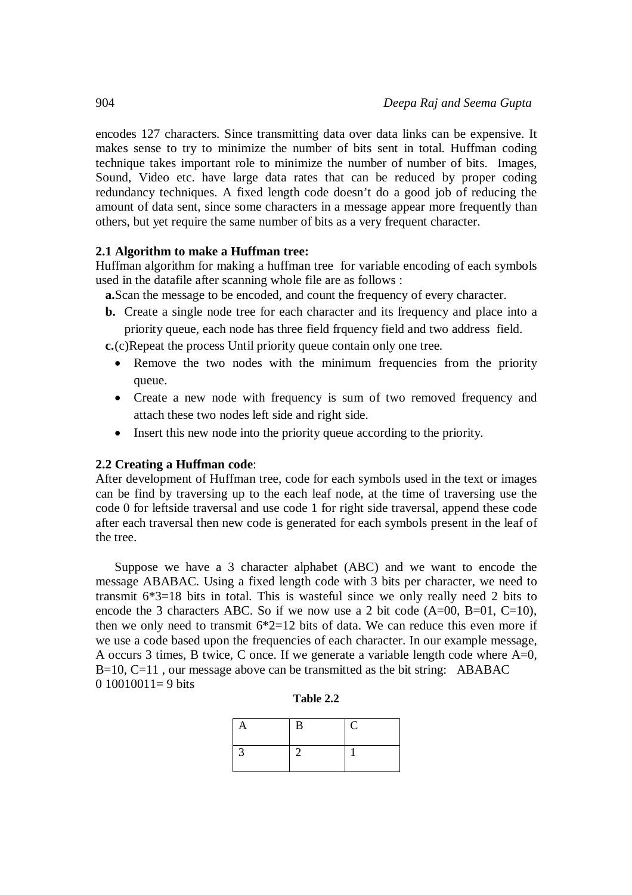encodes 127 characters. Since transmitting data over data links can be expensive. It makes sense to try to minimize the number of bits sent in total. Huffman coding technique takes important role to minimize the number of number of bits. Images, Sound, Video etc. have large data rates that can be reduced by proper coding redundancy techniques. A fixed length code doesn't do a good job of reducing the amount of data sent, since some characters in a message appear more frequently than others, but yet require the same number of bits as a very frequent character.

### 2.1 Algorithm to make a Huffman tree:

Huffman algorithm for making a huffman tree for variable encoding of each symbols used in the datafile after scanning whole file are as follows :

**a.** Scan the message to be encoded, and count the frequency of every character.

**b.** Create a single node tree for each character and its frequency and place into a priority queue, each node has three field frquency field and two address field.

**c.** (c)Repeat the process Until priority queue contain only one tree.

- Remove the two nodes with the minimum frequencies from the priority queue.
- Create a new node with frequency is sum of two removed frequency and attach these two nodes left side and right side.
- Insert this new node into the priority queue according to the priority.

### 2.2 Creating a Huffman code:

After development of Huffman tree, code for each symbols used in the text or images can be find by traversing up to the each leaf node, at the time of traversing use the code 0 for leftside traversal and use code 1 for right side traversal, append these code after each traversal then new code is generated for each symbols present in the leaf of the tree.

Suppose we have a 3 character alphabet (ABC) and we want to encode the message ABABAC. Using a fixed length code with 3 bits per character, we need to transmit 6*3=18 bits in total. This is wasteful since we only really need 2 bits to encode the 3 characters ABC. So if we now use a 2 bit code (A=00, B=01, C=10), then we only need to transmit 6*2=12 bits of data. We can reduce this even more if we use a code based upon the frequencies of each character. In our example message, A occurs 3 times, B twice, C once. If we generate a variable length code where A=0, B=10, C=11 , our message above can be transmitted as the bit string: ABABAC 0 10010011= 9 bits

**Table 2.2**

| A | B | C |
|---|---|---|
| 3 | 2 | 1 |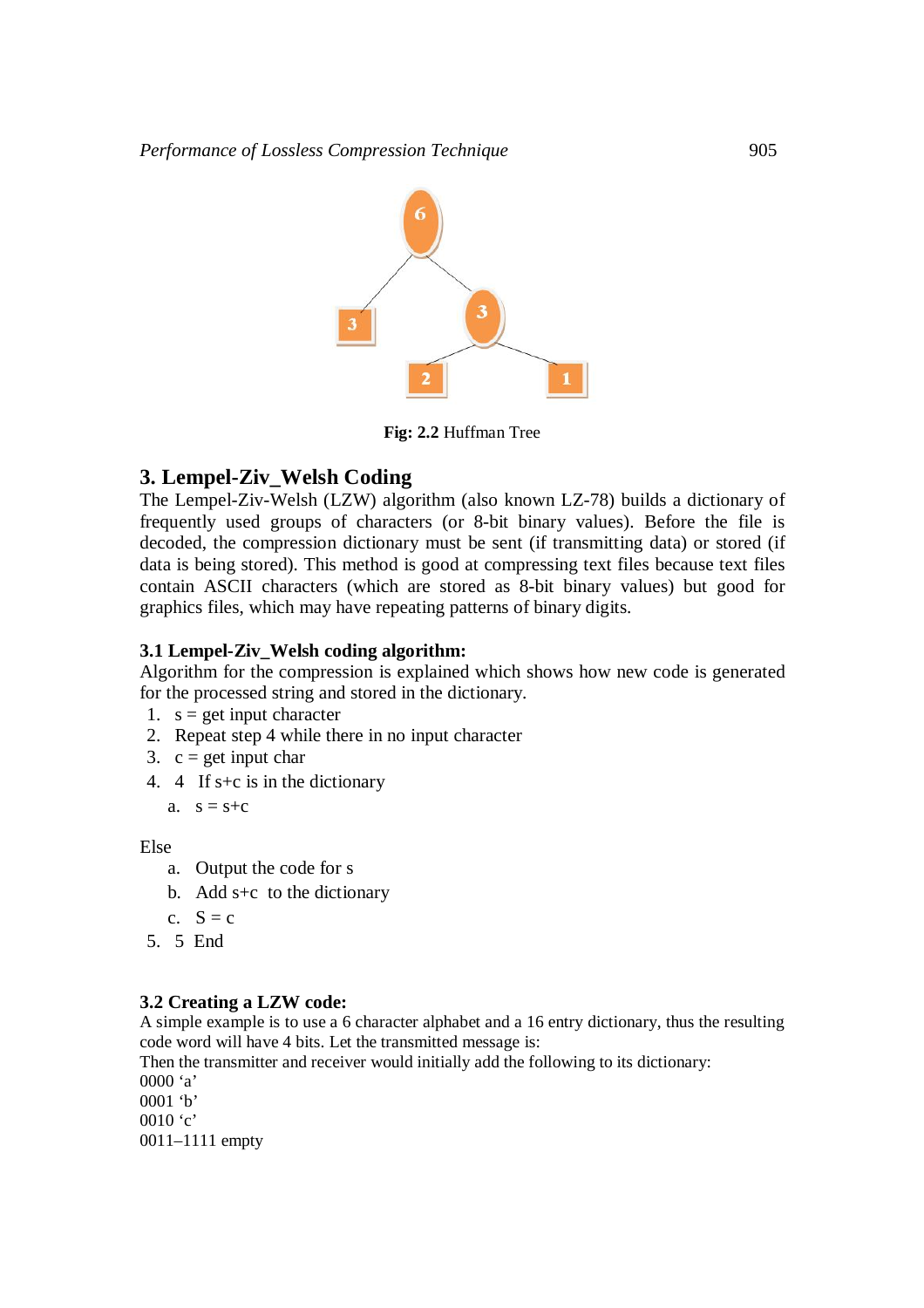**Fig: 2.2** Huffman Tree

## 3. Lempel-Ziv_Welsh Coding

The Lempel-Ziv-Welsh (LZW) algorithm (also known LZ-78) builds a dictionary of frequently used groups of characters (or 8-bit binary values). Before the file is decoded, the compression dictionary must be sent (if transmitting data) or stored (if data is being stored). This method is good at compressing text files because text files contain ASCII characters (which are stored as 8-bit binary values) but good for graphics files, which may have repeating patterns of binary digits.

### 3.1 Lempel-Ziv_Welsh coding algorithm:

Algorithm for the compression is explained which shows how new code is generated for the processed string and stored in the dictionary.

1. s = get input character
2. Repeat step 4 while there in no input character
3. c = get input char
4. 4 If s+c is in the dictionary
   a. s = s+c

Else

   a. Output the code for s
   b. Add s+c to the dictionary
   c. S = c
5. 5 End

### 3.2 Creating a LZW code:

A simple example is to use a 6 character alphabet and a 16 entry dictionary, thus the resulting code word will have 4 bits. Let the transmitted message is:
Then the transmitter and receiver would initially add the following to its dictionary:
0000 ‘a’
0001 ‘b’
0010 ‘c’
0011–1111 empty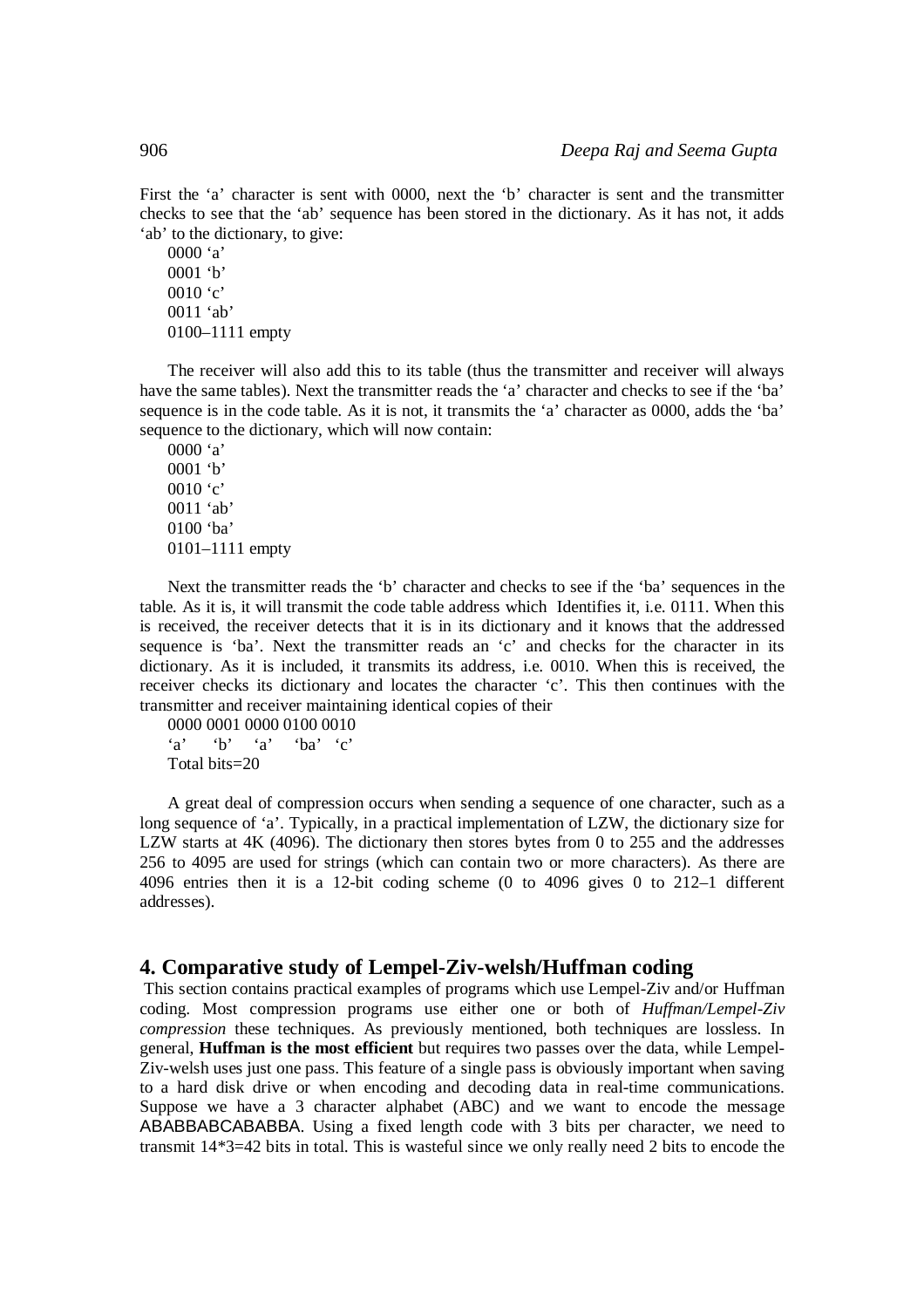First the 'a' character is sent with 0000, next the 'b' character is sent and the transmitter checks to see that the 'ab' sequence has been stored in the dictionary. As it has not, it adds 'ab' to the dictionary, to give:

0000 'a'  
0001 'b'  
0010 'c'  
0011 'ab'  
0100–1111 empty

The receiver will also add this to its table (thus the transmitter and receiver will always have the same tables). Next the transmitter reads the 'a' character and checks to see if the 'ba' sequence is in the code table. As it is not, it transmits the 'a' character as 0000, adds the 'ba' sequence to the dictionary, which will now contain:

0000 'a'  
0001 'b'  
0010 'c'  
0011 'ab'  
0100 'ba'  
0101–1111 empty

Next the transmitter reads the 'b' character and checks to see if the 'ba' sequences in the table. As it is, it will transmit the code table address which Identifies it, i.e. 0111. When this is received, the receiver detects that it is in its dictionary and it knows that the addressed sequence is 'ba'. Next the transmitter reads an 'c' and checks for the character in its dictionary. As it is included, it transmits its address, i.e. 0010. When this is received, the receiver checks its dictionary and locates the character 'c'. This then continues with the transmitter and receiver maintaining identical copies of their

0000 0001 0000 0100 0010  
'a' 'b' 'a' 'ba' 'c'  
Total bits=20

A great deal of compression occurs when sending a sequence of one character, such as a long sequence of 'a'. Typically, in a practical implementation of LZW, the dictionary size for LZW starts at 4K (4096). The dictionary then stores bytes from 0 to 255 and the addresses 256 to 4095 are used for strings (which can contain two or more characters). As there are 4096 entries then it is a 12-bit coding scheme (0 to 4096 gives 0 to 212–1 different addresses).

## 4. Comparative study of Lempel-Ziv-welsh/Huffman coding

This section contains practical examples of programs which use Lempel-Ziv and/or Huffman coding. Most compression programs use either one or both of *Huffman/Lempel-Ziv compression* these techniques. As previously mentioned, both techniques are lossless. In general, **Huffman is the most efficient** but requires two passes over the data, while Lempel-Ziv-welsh uses just one pass. This feature of a single pass is obviously important when saving to a hard disk drive or when encoding and decoding data in real-time communications. Suppose we have a 3 character alphabet (ABC) and we want to encode the message ABABBABCABABBA. Using a fixed length code with 3 bits per character, we need to transmit 14*3=42 bits in total. This is wasteful since we only really need 2 bits to encode the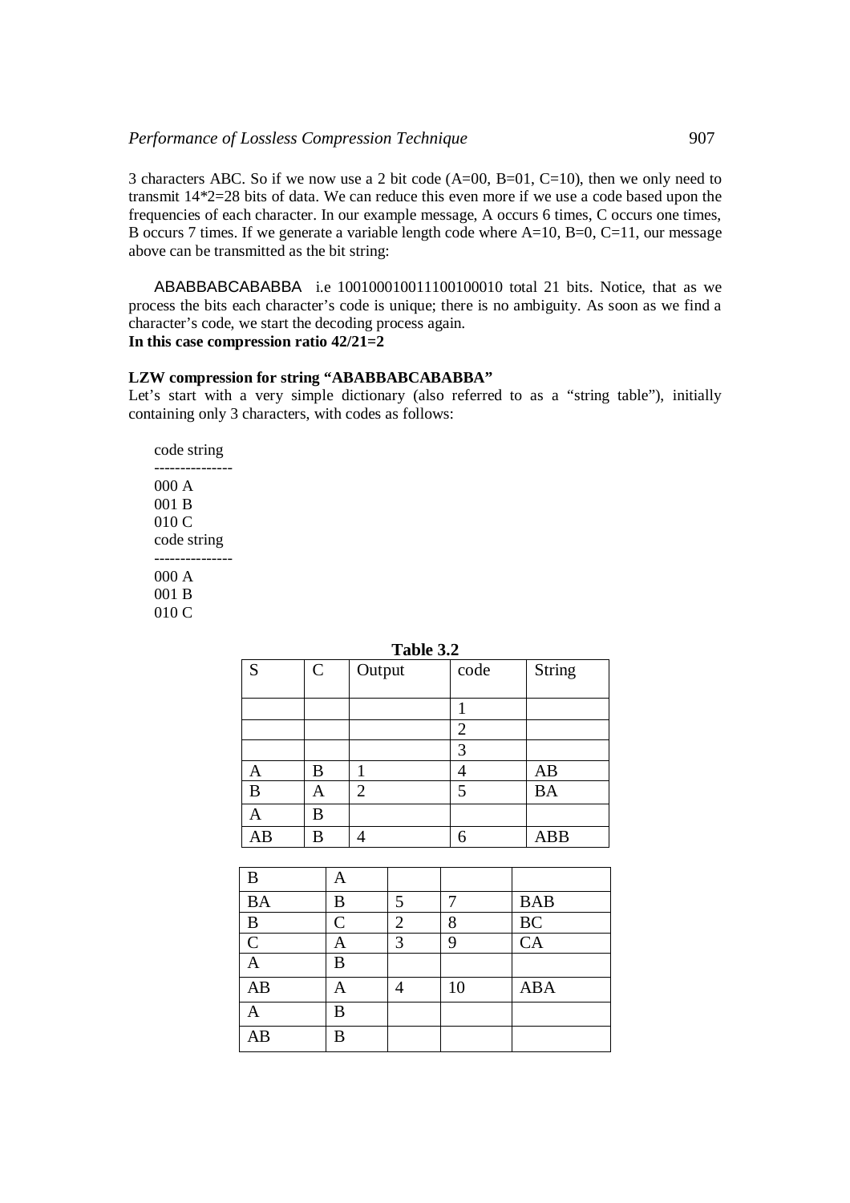3 characters ABC. So if we now use a 2 bit code (A=00, B=01, C=10), then we only need to transmit 14*2=28 bits of data. We can reduce this even more if we use a code based upon the frequencies of each character. In our example message, A occurs 6 times, C occurs one times, B occurs 7 times. If we generate a variable length code where A=10, B=0, C=11, our message above can be transmitted as the bit string:

ABABBABCABABBA i.e 100100010011100100010 total 21 bits. Notice, that as we process the bits each character's code is unique; there is no ambiguity. As soon as we find a character's code, we start the decoding process again.

**In this case compression ratio 42/21=2**

**LZW compression for string "ABABBABCABABBA"**

Let's start with a very simple dictionary (also referred to as a "string table"), initially containing only 3 characters, with codes as follows:

```
code string
---------------
000 A
001 B
010 C
code string
---------------
000 A
001 B
010 C
```

**Table 3.2**

| S | C | Output | code | String |
|---|---|---|---|---|
| | | | 1 | |
| | | | 2 | |
| | | | 3 | |
| A | B | 1 | 4 | AB |
| B | A | 2 | 5 | BA |
| A | B | | | |
| AB | B | 4 | 6 | ABB |
| B | A | | | |
| BA | B | 5 | 7 | BAB |
| B | C | 2 | 8 | BC |
| C | A | 3 | 9 | CA |
| A | B | | | |
| AB | A | 4 | 10 | ABA |
| A | B | | | |
| AB | B | | | |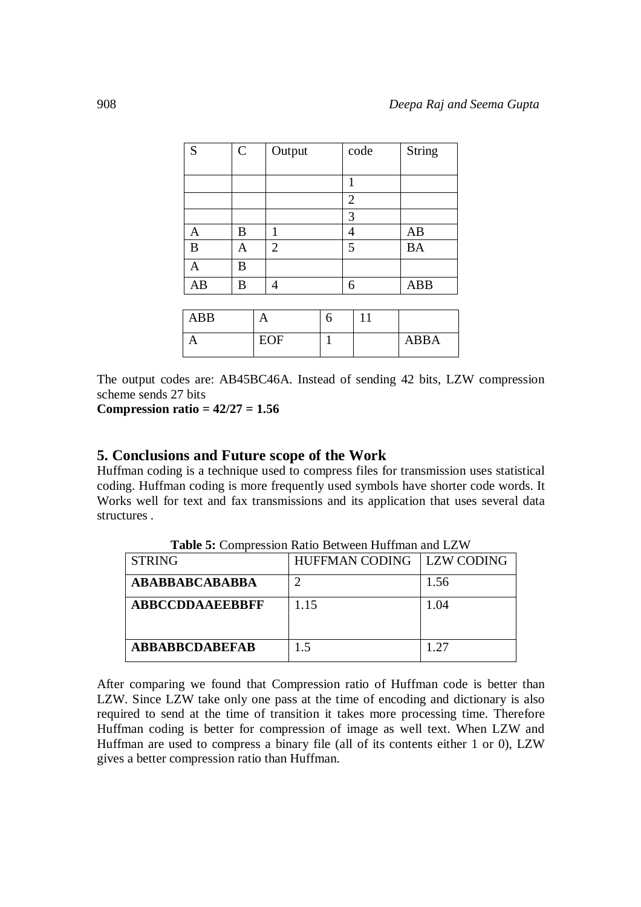| S | C | Output | code | String |
|---|---|---|---|---|
| | | | 1 | |
| | | | 2 | |
| | | | 3 | |
| A | B | 1 | 4 | AB |
| B | A | 2 | 5 | BA |
| A | B | | | |
| AB | B | 4 | 6 | ABB |
| ABB | A | 6 | 11 | |
| A | EOF | 1 | | ABBA |

The output codes are: AB45BC46A. Instead of sending 42 bits, LZW compression scheme sends 27 bits

**Compression ratio = 42/27 = 1.56**

## 5. Conclusions and Future scope of the Work

Huffman coding is a technique used to compress files for transmission uses statistical coding. Huffman coding is more frequently used symbols have shorter code words. It Works well for text and fax transmissions and its application that uses several data structures .

**Table 5:** Compression Ratio Between Huffman and LZW

| STRING | HUFFMAN CODING | LZW CODING |
|---|---|---|
| **ABABBABCABABBA** | 2 | 1.56 |
| **ABBCCDDAAEEBBFF** | 1.15 | 1.04 |
| **ABBABBCDABEFAB** | 1.5 | 1.27 |

After comparing we found that Compression ratio of Huffman code is better than LZW. Since LZW take only one pass at the time of encoding and dictionary is also required to send at the time of transition it takes more processing time. Therefore Huffman coding is better for compression of image as well text. When LZW and Huffman are used to compress a binary file (all of its contents either 1 or 0), LZW gives a better compression ratio than Huffman.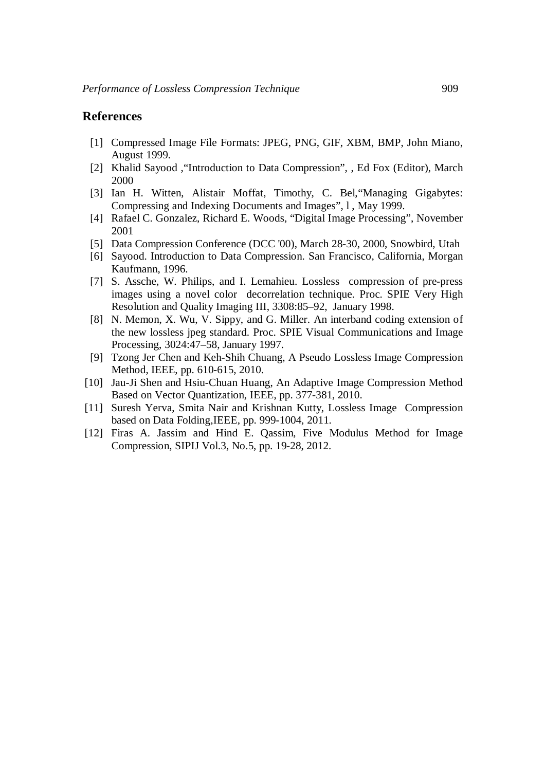## References

[1] Compressed Image File Formats: JPEG, PNG, GIF, XBM, BMP, John Miano, August 1999.

[2] Khalid Sayood ,"Introduction to Data Compression", , Ed Fox (Editor), March 2000

[3] Ian H. Witten, Alistair Moffat, Timothy, C. Bel,"Managing Gigabytes: Compressing and Indexing Documents and Images", l , May 1999.

[4] Rafael C. Gonzalez, Richard E. Woods, "Digital Image Processing", November 2001

[5] Data Compression Conference (DCC '00), March 28-30, 2000, Snowbird, Utah

[6] Sayood. Introduction to Data Compression. San Francisco, California, Morgan Kaufmann, 1996.

[7] S. Assche, W. Philips, and I. Lemahieu. Lossless compression of pre-press images using a novel color decorrelation technique. Proc. SPIE Very High Resolution and Quality Imaging III, 3308:85–92, January 1998.

[8] N. Memon, X. Wu, V. Sippy, and G. Miller. An interband coding extension of the new lossless jpeg standard. Proc. SPIE Visual Communications and Image Processing, 3024:47–58, January 1997.

[9] Tzong Jer Chen and Keh-Shih Chuang, A Pseudo Lossless Image Compression Method, IEEE, pp. 610-615, 2010.

[10] Jau-Ji Shen and Hsiu-Chuan Huang, An Adaptive Image Compression Method Based on Vector Quantization, IEEE, pp. 377-381, 2010.

[11] Suresh Yerva, Smita Nair and Krishnan Kutty, Lossless Image Compression based on Data Folding,IEEE, pp. 999-1004, 2011.

[12] Firas A. Jassim and Hind E. Qassim, Five Modulus Method for Image Compression, SIPIJ Vol.3, No.5, pp. 19-28, 2012.